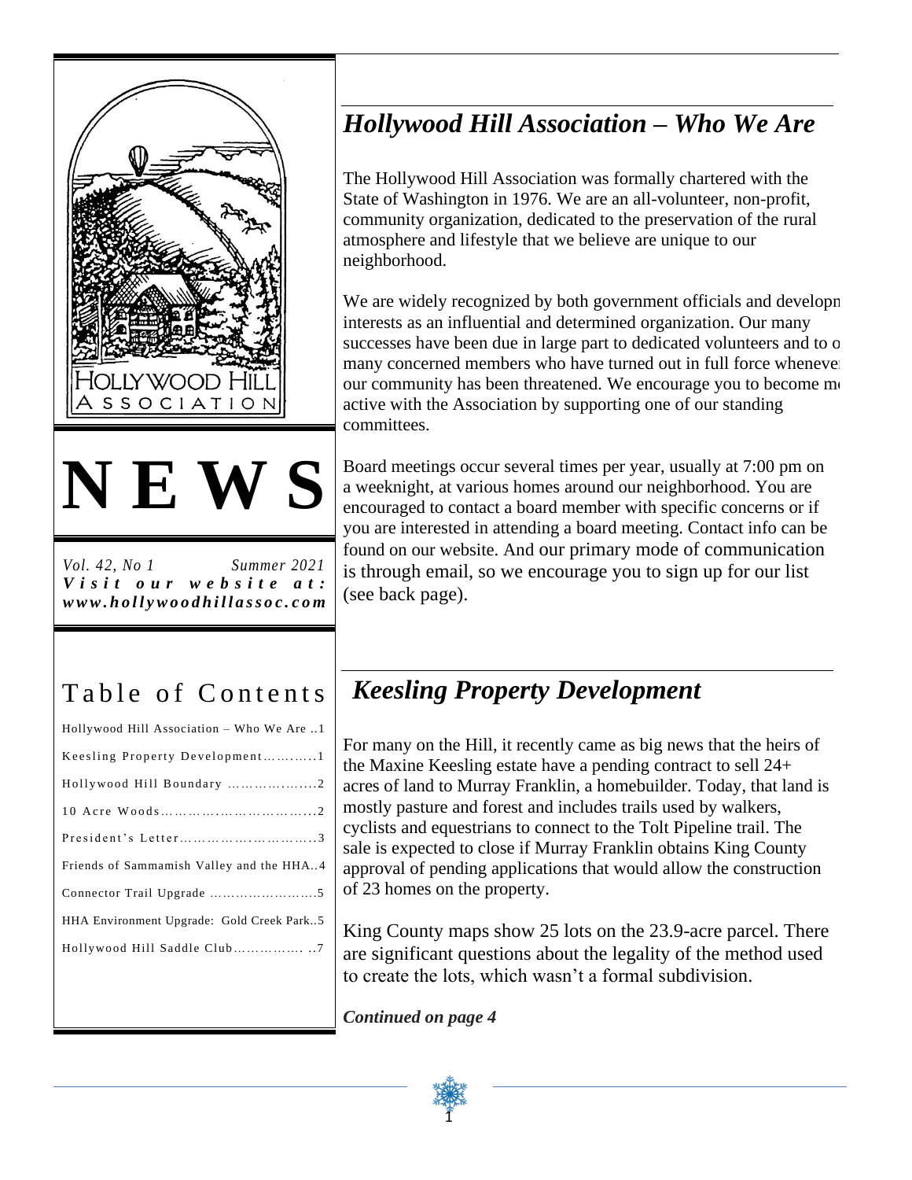HOLLYWOOD HILL ASSOCIATION

# NEWS

*Vol. 42, No 1* *Summer 2021*

***Visit our website at: www.hollywoodhillassoc.com***

## Table of Contents

| | |
|---|---|
| Hollywood Hill Association – Who We Are | 1 |
| Keesling Property Development | 1 |
| Hollywood Hill Boundary | 2 |
| 10 Acre Woods | 2 |
| President's Letter | 3 |
| Friends of Sammamish Valley and the HHA | 4 |
| Connector Trail Upgrade | 5 |
| HHA Environment Upgrade: Gold Creek Park | 5 |
| Hollywood Hill Saddle Club | 7 |

## *Hollywood Hill Association – Who We Are*

The Hollywood Hill Association was formally chartered with the State of Washington in 1976. We are an all-volunteer, non-profit, community organization, dedicated to the preservation of the rural atmosphere and lifestyle that we believe are unique to our neighborhood.

We are widely recognized by both government officials and developm interests as an influential and determined organization. Our many successes have been due in large part to dedicated volunteers and to o many concerned members who have turned out in full force wheneve our community has been threatened. We encourage you to become m active with the Association by supporting one of our standing committees.

Board meetings occur several times per year, usually at 7:00 pm on a weeknight, at various homes around our neighborhood. You are encouraged to contact a board member with specific concerns or if you are interested in attending a board meeting. Contact info can be found on our website. And our primary mode of communication is through email, so we encourage you to sign up for our list (see back page).

## *Keesling Property Development*

For many on the Hill, it recently came as big news that the heirs of the Maxine Keesling estate have a pending contract to sell 24+ acres of land to Murray Franklin, a homebuilder. Today, that land is mostly pasture and forest and includes trails used by walkers, cyclists and equestrians to connect to the Tolt Pipeline trail. The sale is expected to close if Murray Franklin obtains King County approval of pending applications that would allow the construction of 23 homes on the property.

King County maps show 25 lots on the 23.9-acre parcel. There are significant questions about the legality of the method used to create the lots, which wasn't a formal subdivision.

***Continued on page 4***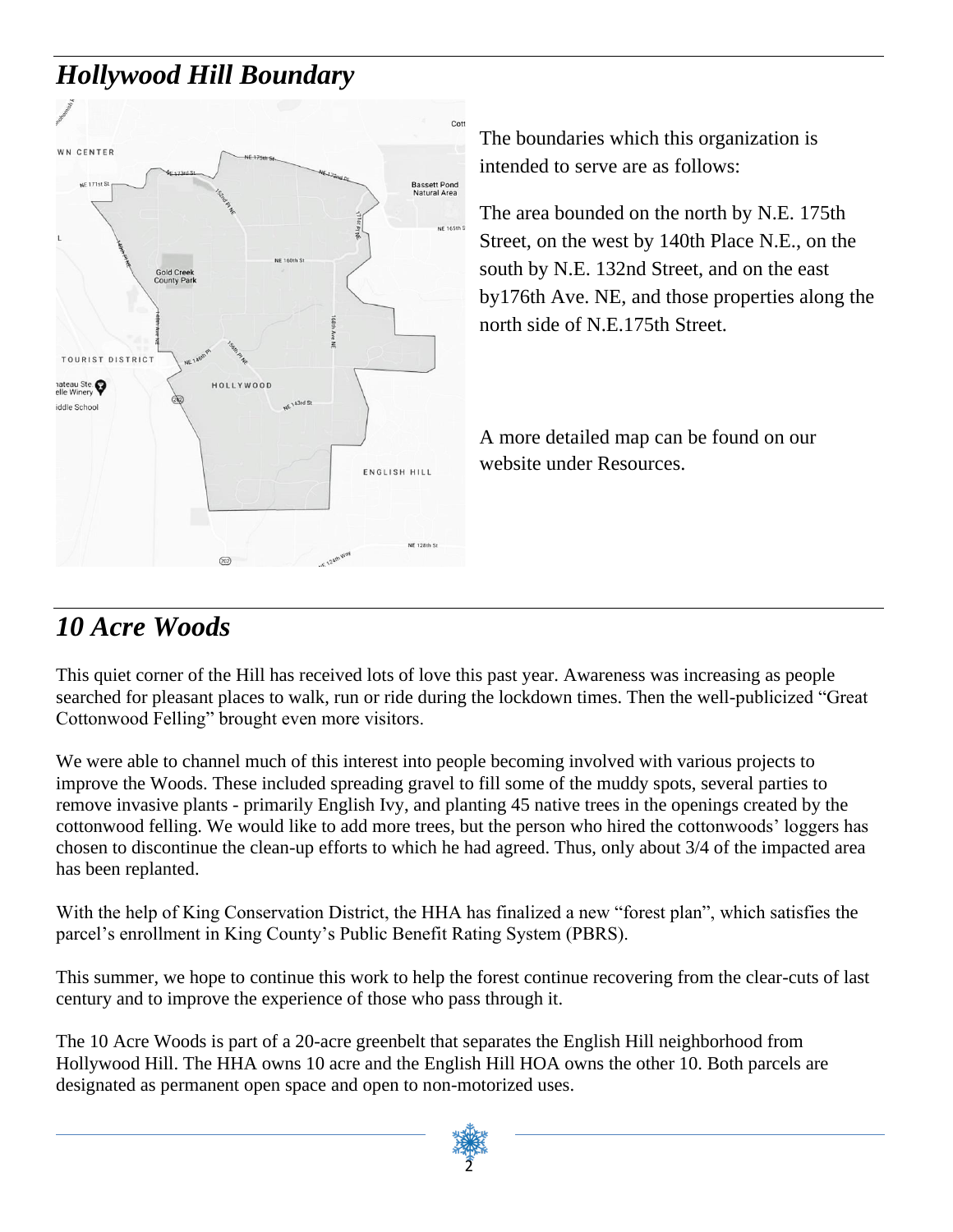## *Hollywood Hill Boundary*

The boundaries which this organization is intended to serve are as follows:

The area bounded on the north by N.E. 175th Street, on the west by 140th Place N.E., on the south by N.E. 132nd Street, and on the east by176th Ave. NE, and those properties along the north side of N.E.175th Street.

A more detailed map can be found on our website under Resources.

## *10 Acre Woods*

This quiet corner of the Hill has received lots of love this past year. Awareness was increasing as people searched for pleasant places to walk, run or ride during the lockdown times. Then the well-publicized "Great Cottonwood Felling" brought even more visitors.

We were able to channel much of this interest into people becoming involved with various projects to improve the Woods. These included spreading gravel to fill some of the muddy spots, several parties to remove invasive plants - primarily English Ivy, and planting 45 native trees in the openings created by the cottonwood felling. We would like to add more trees, but the person who hired the cottonwoods' loggers has chosen to discontinue the clean-up efforts to which he had agreed. Thus, only about 3/4 of the impacted area has been replanted.

With the help of King Conservation District, the HHA has finalized a new "forest plan", which satisfies the parcel's enrollment in King County's Public Benefit Rating System (PBRS).

This summer, we hope to continue this work to help the forest continue recovering from the clear-cuts of last century and to improve the experience of those who pass through it.

The 10 Acre Woods is part of a 20-acre greenbelt that separates the English Hill neighborhood from Hollywood Hill. The HHA owns 10 acre and the English Hill HOA owns the other 10. Both parcels are designated as permanent open space and open to non-motorized uses.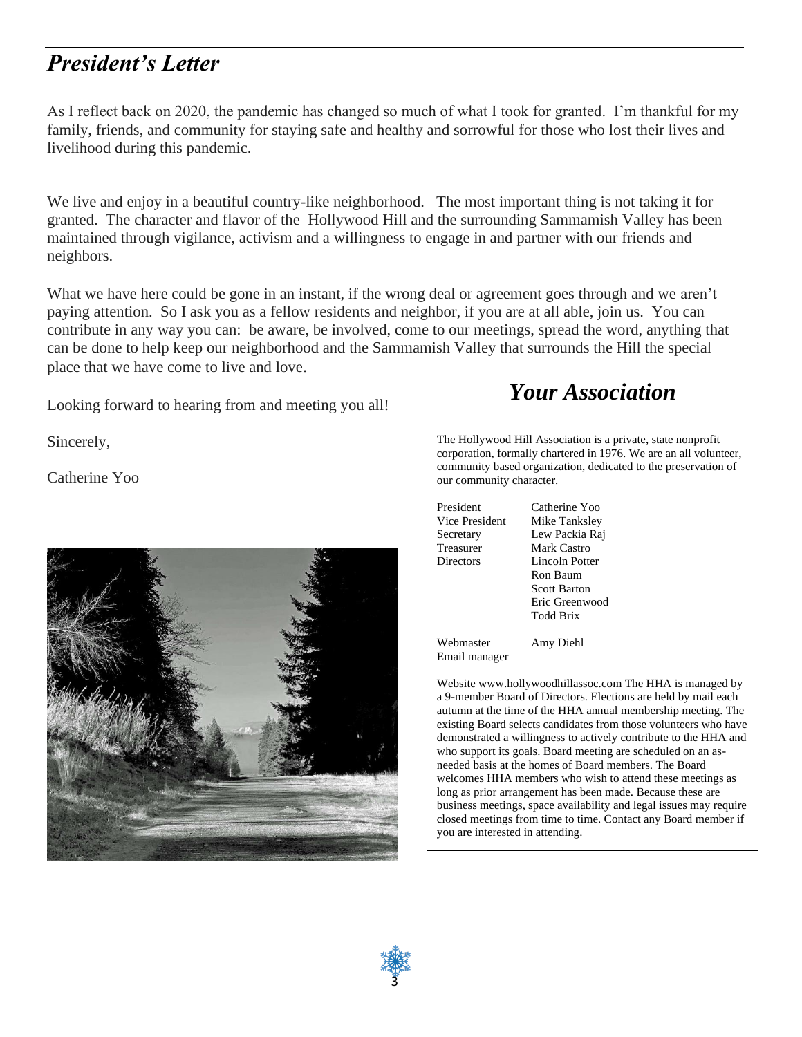## *President's Letter*

As I reflect back on 2020, the pandemic has changed so much of what I took for granted. I'm thankful for my family, friends, and community for staying safe and healthy and sorrowful for those who lost their lives and livelihood during this pandemic.

We live and enjoy in a beautiful country-like neighborhood. The most important thing is not taking it for granted. The character and flavor of the Hollywood Hill and the surrounding Sammamish Valley has been maintained through vigilance, activism and a willingness to engage in and partner with our friends and neighbors.

What we have here could be gone in an instant, if the wrong deal or agreement goes through and we aren't paying attention. So I ask you as a fellow residents and neighbor, if you are at all able, join us. You can contribute in any way you can: be aware, be involved, come to our meetings, spread the word, anything that can be done to help keep our neighborhood and the Sammamish Valley that surrounds the Hill the special place that we have come to live and love.

Looking forward to hearing from and meeting you all!

Sincerely,

Catherine Yoo

## *Your Association*

The Hollywood Hill Association is a private, state nonprofit corporation, formally chartered in 1976. We are an all volunteer, community based organization, dedicated to the preservation of our community character.

| | |
|---|---|
| President | Catherine Yoo |
| Vice President | Mike Tanksley |
| Secretary | Lew Packia Raj |
| Treasurer | Mark Castro |
| Directors | Lincoln Potter |
| | Ron Baum |
| | Scott Barton |
| | Eric Greenwood |
| | Todd Brix |
| Webmaster Email manager | Amy Diehl |

Website www.hollywoodhillassoc.com The HHA is managed by a 9-member Board of Directors. Elections are held by mail each autumn at the time of the HHA annual membership meeting. The existing Board selects candidates from those volunteers who have demonstrated a willingness to actively contribute to the HHA and who support its goals. Board meeting are scheduled on an as-needed basis at the homes of Board members. The Board welcomes HHA members who wish to attend these meetings as long as prior arrangement has been made. Because these are business meetings, space availability and legal issues may require closed meetings from time to time. Contact any Board member if you are interested in attending.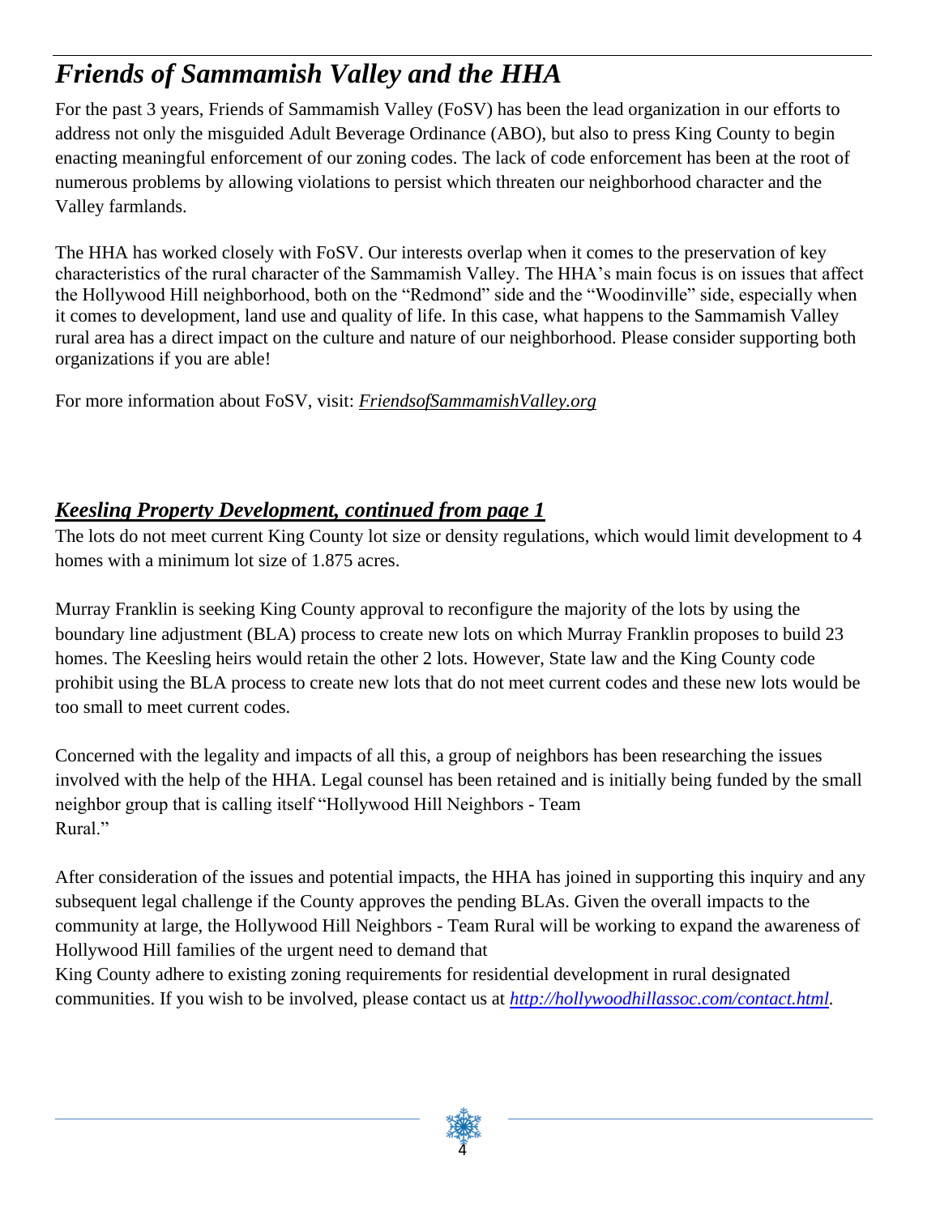# *Friends of Sammamish Valley and the HHA*

For the past 3 years, Friends of Sammamish Valley (FoSV) has been the lead organization in our efforts to address not only the misguided Adult Beverage Ordinance (ABO), but also to press King County to begin enacting meaningful enforcement of our zoning codes. The lack of code enforcement has been at the root of numerous problems by allowing violations to persist which threaten our neighborhood character and the Valley farmlands.

The HHA has worked closely with FoSV. Our interests overlap when it comes to the preservation of key characteristics of the rural character of the Sammamish Valley. The HHA's main focus is on issues that affect the Hollywood Hill neighborhood, both on the "Redmond" side and the "Woodinville" side, especially when it comes to development, land use and quality of life. In this case, what happens to the Sammamish Valley rural area has a direct impact on the culture and nature of our neighborhood. Please consider supporting both organizations if you are able!

For more information about FoSV, visit: *FriendsofSammamishValley.org*

## ***Keesling Property Development, continued from page 1***

The lots do not meet current King County lot size or density regulations, which would limit development to 4 homes with a minimum lot size of 1.875 acres.

Murray Franklin is seeking King County approval to reconfigure the majority of the lots by using the boundary line adjustment (BLA) process to create new lots on which Murray Franklin proposes to build 23 homes. The Keesling heirs would retain the other 2 lots. However, State law and the King County code prohibit using the BLA process to create new lots that do not meet current codes and these new lots would be too small to meet current codes.

Concerned with the legality and impacts of all this, a group of neighbors has been researching the issues involved with the help of the HHA. Legal counsel has been retained and is initially being funded by the small neighbor group that is calling itself "Hollywood Hill Neighbors - Team Rural."

After consideration of the issues and potential impacts, the HHA has joined in supporting this inquiry and any subsequent legal challenge if the County approves the pending BLAs. Given the overall impacts to the community at large, the Hollywood Hill Neighbors - Team Rural will be working to expand the awareness of Hollywood Hill families of the urgent need to demand that King County adhere to existing zoning requirements for residential development in rural designated communities. If you wish to be involved, please contact us at *http://hollywoodhillassoc.com/contact.html*.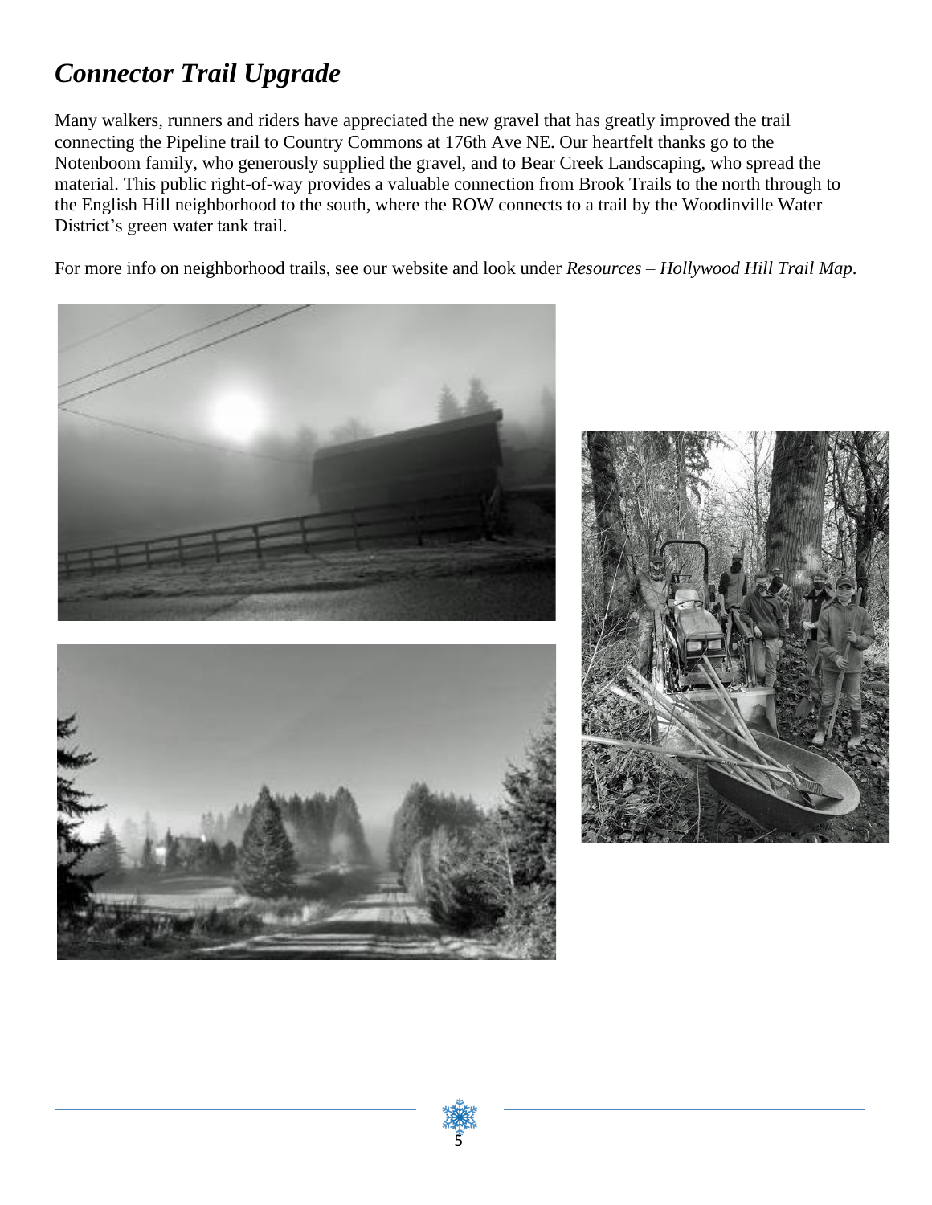## *Connector Trail Upgrade*

Many walkers, runners and riders have appreciated the new gravel that has greatly improved the trail connecting the Pipeline trail to Country Commons at 176th Ave NE. Our heartfelt thanks go to the Notenboom family, who generously supplied the gravel, and to Bear Creek Landscaping, who spread the material. This public right-of-way provides a valuable connection from Brook Trails to the north through to the English Hill neighborhood to the south, where the ROW connects to a trail by the Woodinville Water District's green water tank trail.

For more info on neighborhood trails, see our website and look under *Resources – Hollywood Hill Trail Map*.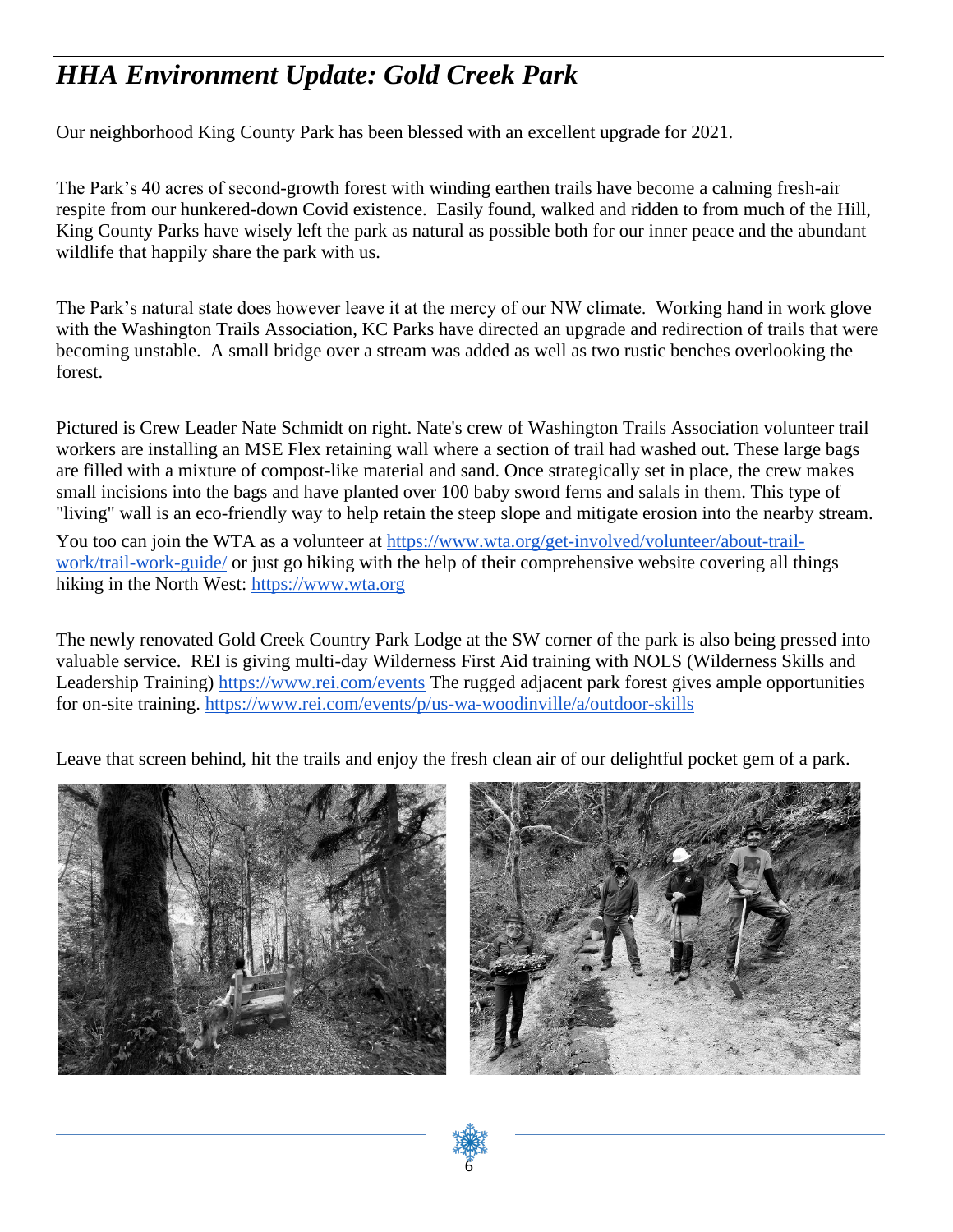# *HHA Environment Update: Gold Creek Park*

Our neighborhood King County Park has been blessed with an excellent upgrade for 2021.

The Park's 40 acres of second-growth forest with winding earthen trails have become a calming fresh-air respite from our hunkered-down Covid existence. Easily found, walked and ridden to from much of the Hill, King County Parks have wisely left the park as natural as possible both for our inner peace and the abundant wildlife that happily share the park with us.

The Park's natural state does however leave it at the mercy of our NW climate. Working hand in work glove with the Washington Trails Association, KC Parks have directed an upgrade and redirection of trails that were becoming unstable. A small bridge over a stream was added as well as two rustic benches overlooking the forest.

Pictured is Crew Leader Nate Schmidt on right. Nate's crew of Washington Trails Association volunteer trail workers are installing an MSE Flex retaining wall where a section of trail had washed out. These large bags are filled with a mixture of compost-like material and sand. Once strategically set in place, the crew makes small incisions into the bags and have planted over 100 baby sword ferns and salals in them. This type of "living" wall is an eco-friendly way to help retain the steep slope and mitigate erosion into the nearby stream.

You too can join the WTA as a volunteer at https://www.wta.org/get-involved/volunteer/about-trail-work/trail-work-guide/ or just go hiking with the help of their comprehensive website covering all things hiking in the North West: https://www.wta.org

The newly renovated Gold Creek Country Park Lodge at the SW corner of the park is also being pressed into valuable service. REI is giving multi-day Wilderness First Aid training with NOLS (Wilderness Skills and Leadership Training) https://www.rei.com/events The rugged adjacent park forest gives ample opportunities for on-site training. https://www.rei.com/events/p/us-wa-woodinville/a/outdoor-skills

Leave that screen behind, hit the trails and enjoy the fresh clean air of our delightful pocket gem of a park.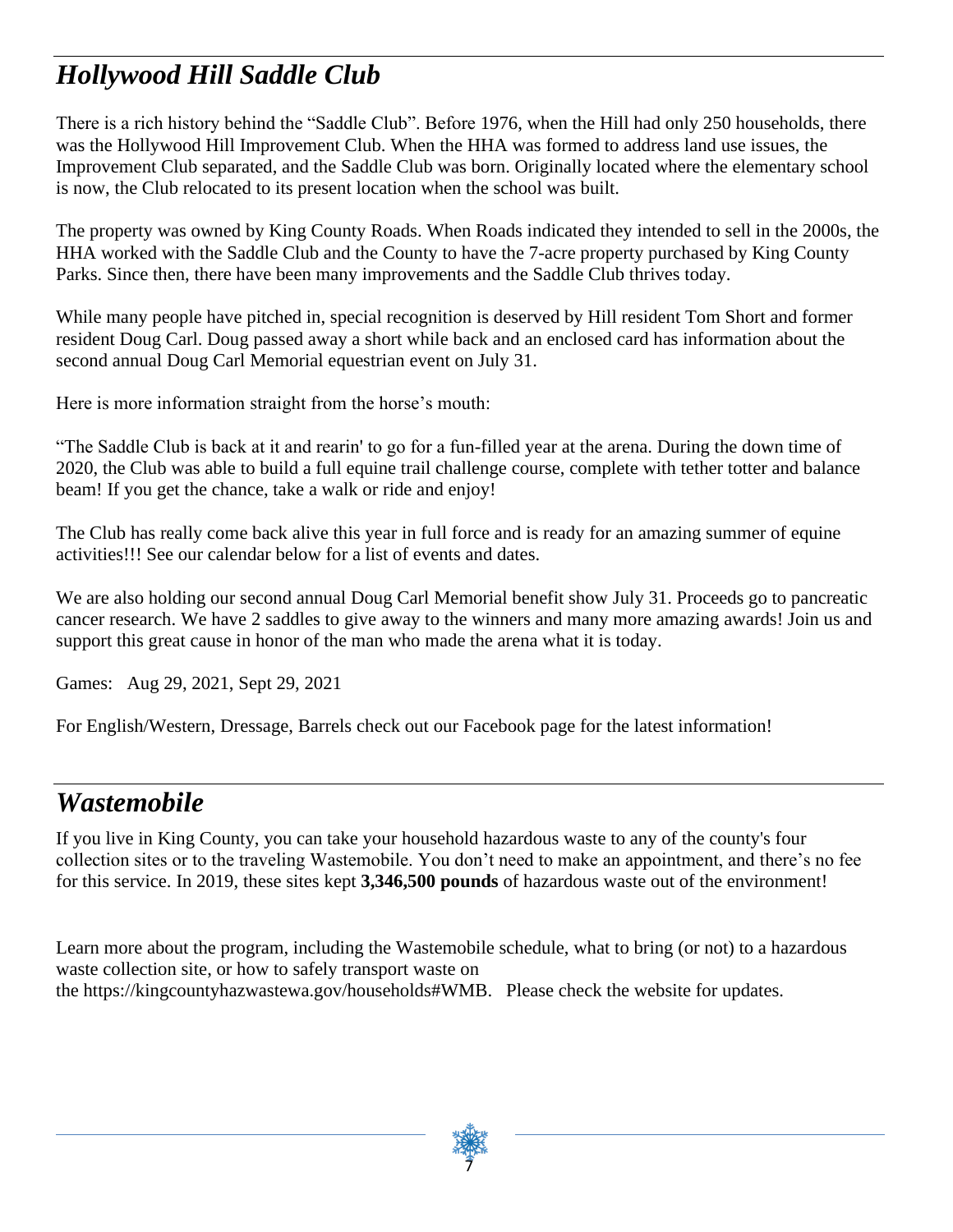## *Hollywood Hill Saddle Club*

There is a rich history behind the "Saddle Club". Before 1976, when the Hill had only 250 households, there was the Hollywood Hill Improvement Club. When the HHA was formed to address land use issues, the Improvement Club separated, and the Saddle Club was born. Originally located where the elementary school is now, the Club relocated to its present location when the school was built.

The property was owned by King County Roads. When Roads indicated they intended to sell in the 2000s, the HHA worked with the Saddle Club and the County to have the 7-acre property purchased by King County Parks. Since then, there have been many improvements and the Saddle Club thrives today.

While many people have pitched in, special recognition is deserved by Hill resident Tom Short and former resident Doug Carl. Doug passed away a short while back and an enclosed card has information about the second annual Doug Carl Memorial equestrian event on July 31.

Here is more information straight from the horse's mouth:

"The Saddle Club is back at it and rearin' to go for a fun-filled year at the arena. During the down time of 2020, the Club was able to build a full equine trail challenge course, complete with tether totter and balance beam! If you get the chance, take a walk or ride and enjoy!

The Club has really come back alive this year in full force and is ready for an amazing summer of equine activities!!! See our calendar below for a list of events and dates.

We are also holding our second annual Doug Carl Memorial benefit show July 31. Proceeds go to pancreatic cancer research. We have 2 saddles to give away to the winners and many more amazing awards! Join us and support this great cause in honor of the man who made the arena what it is today.

Games: Aug 29, 2021, Sept 29, 2021

For English/Western, Dressage, Barrels check out our Facebook page for the latest information!

## *Wastemobile*

If you live in King County, you can take your household hazardous waste to any of the county's four collection sites or to the traveling Wastemobile. You don't need to make an appointment, and there's no fee for this service. In 2019, these sites kept **3,346,500 pounds** of hazardous waste out of the environment!

Learn more about the program, including the Wastemobile schedule, what to bring (or not) to a hazardous waste collection site, or how to safely transport waste on the https://kingcountyhazwastewa.gov/households#WMB. Please check the website for updates.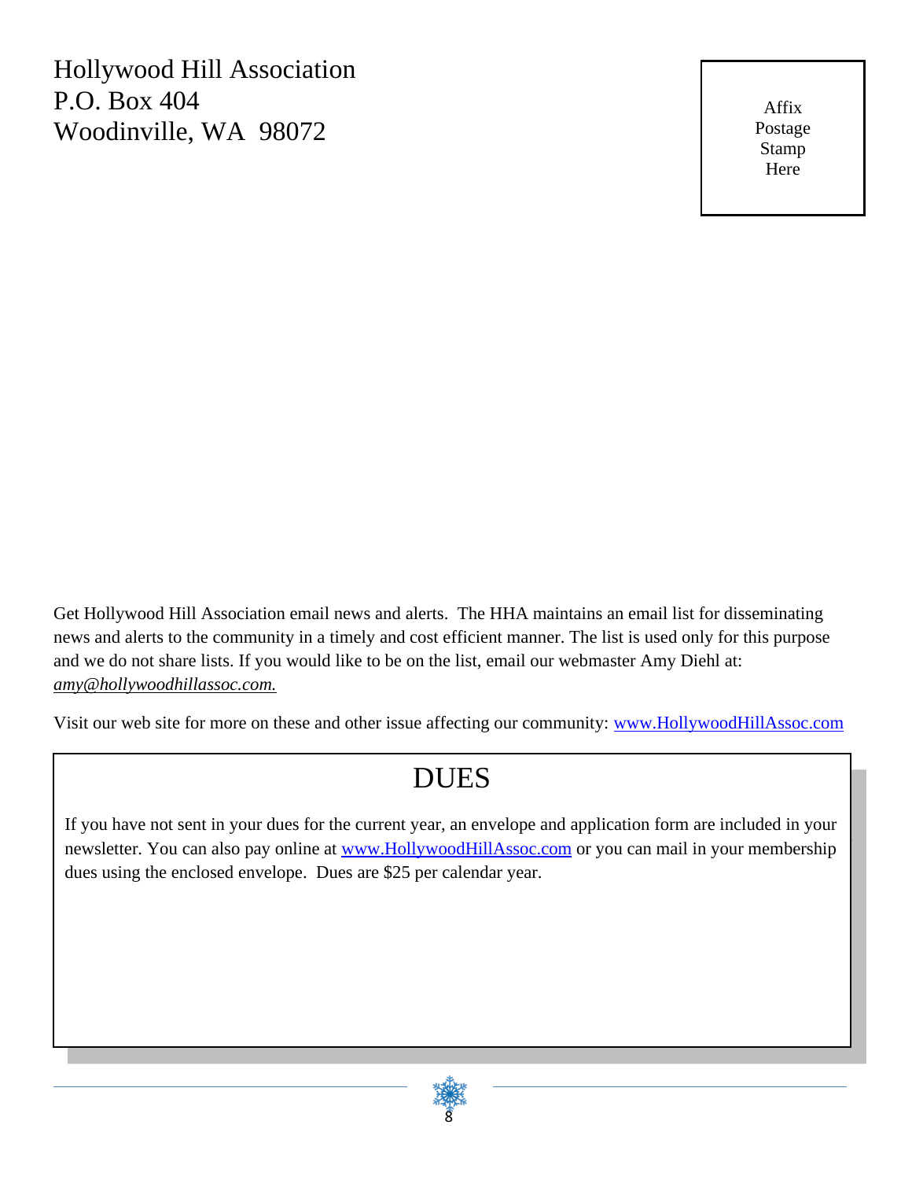Hollywood Hill Association
P.O. Box 404
Woodinville, WA 98072

Affix
Postage
Stamp
Here

Get Hollywood Hill Association email news and alerts. The HHA maintains an email list for disseminating news and alerts to the community in a timely and cost efficient manner. The list is used only for this purpose and we do not share lists. If you would like to be on the list, email our webmaster Amy Diehl at: *amy@hollywoodhillassoc.com.*

Visit our web site for more on these and other issue affecting our community: www.HollywoodHillAssoc.com

## DUES

If you have not sent in your dues for the current year, an envelope and application form are included in your newsletter. You can also pay online at www.HollywoodHillAssoc.com or you can mail in your membership dues using the enclosed envelope. Dues are $25 per calendar year.